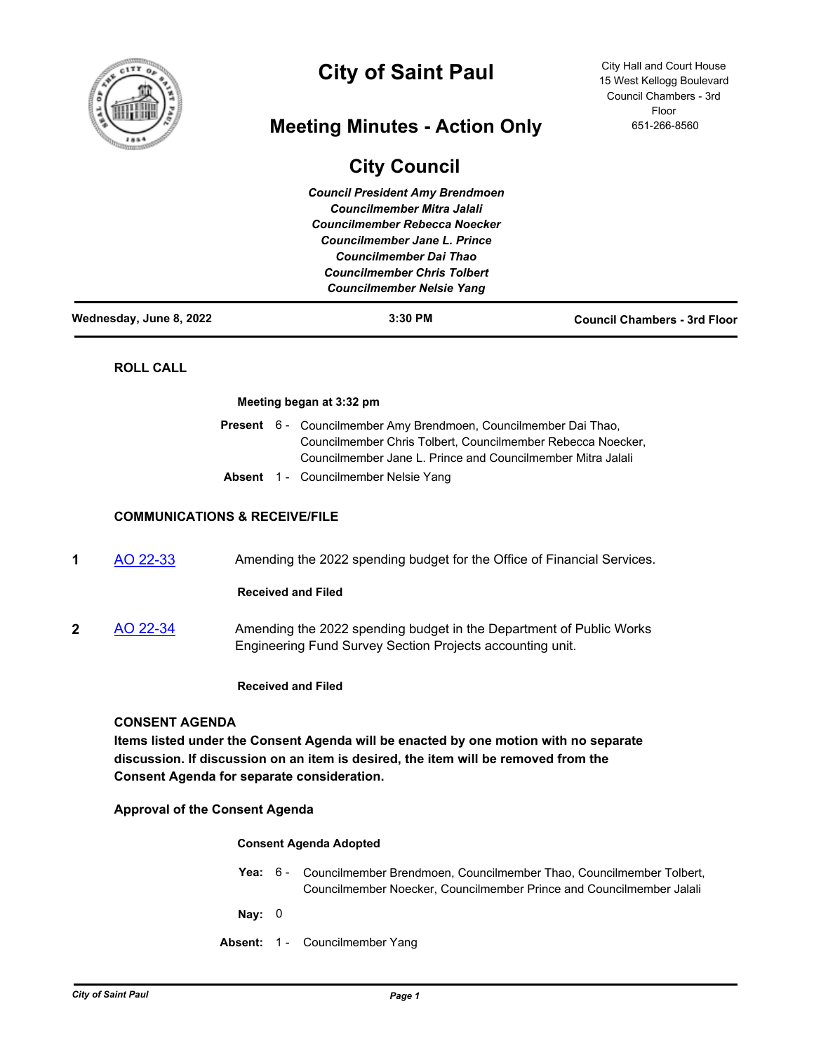# City of Saint Paul

City Hall and Court House
15 West Kellogg Boulevard
Council Chambers - 3rd Floor
651-266-8560

## Meeting Minutes - Action Only

## City Council

*Council President Amy Brendmoen*
*Councilmember Mitra Jalali*
*Councilmember Rebecca Noecker*
*Councilmember Jane L. Prince*
*Councilmember Dai Thao*
*Councilmember Chris Tolbert*
*Councilmember Nelsie Yang*

**Wednesday, June 8, 2022** | **3:30 PM** | **Council Chambers - 3rd Floor**

### ROLL CALL

**Meeting began at 3:32 pm**

**Present** 6 - Councilmember Amy Brendmoen, Councilmember Dai Thao, Councilmember Chris Tolbert, Councilmember Rebecca Noecker, Councilmember Jane L. Prince and Councilmember Mitra Jalali

**Absent** 1 - Councilmember Nelsie Yang

### COMMUNICATIONS & RECEIVE/FILE

**1** [AO 22-33] Amending the 2022 spending budget for the Office of Financial Services.

**Received and Filed**

**2** [AO 22-34] Amending the 2022 spending budget in the Department of Public Works Engineering Fund Survey Section Projects accounting unit.

**Received and Filed**

### CONSENT AGENDA

**Items listed under the Consent Agenda will be enacted by one motion with no separate discussion. If discussion on an item is desired, the item will be removed from the Consent Agenda for separate consideration.**

**Approval of the Consent Agenda**

**Consent Agenda Adopted**

**Yea:** 6 - Councilmember Brendmoen, Councilmember Thao, Councilmember Tolbert, Councilmember Noecker, Councilmember Prince and Councilmember Jalali

**Nay:** 0

**Absent:** 1 - Councilmember Yang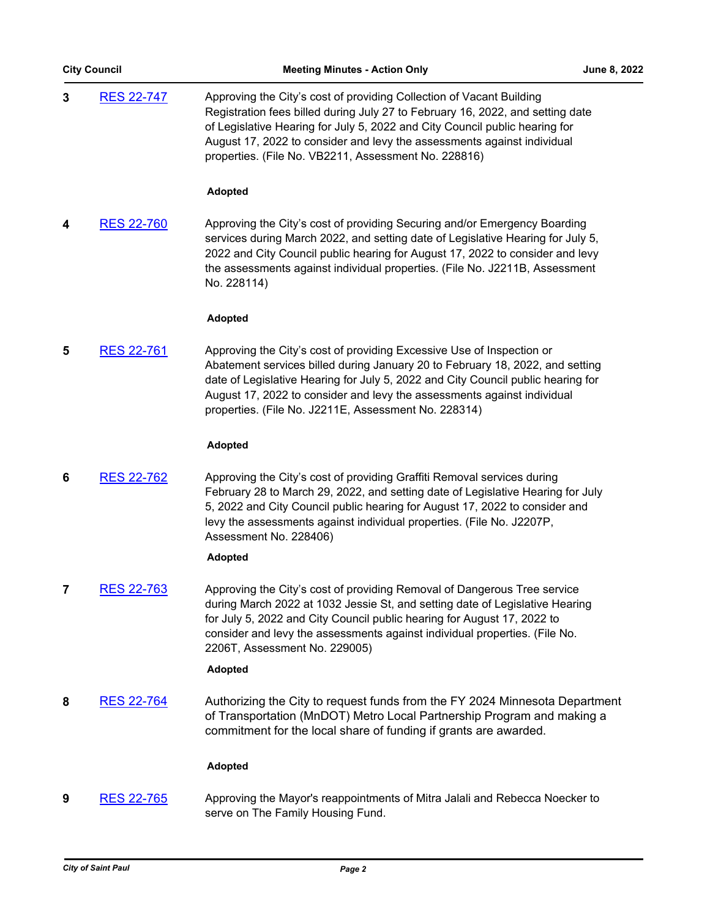**3** RES 22-747

Approving the City's cost of providing Collection of Vacant Building Registration fees billed during July 27 to February 16, 2022, and setting date of Legislative Hearing for July 5, 2022 and City Council public hearing for August 17, 2022 to consider and levy the assessments against individual properties. (File No. VB2211, Assessment No. 228816)

**Adopted**

**4** RES 22-760

Approving the City's cost of providing Securing and/or Emergency Boarding services during March 2022, and setting date of Legislative Hearing for July 5, 2022 and City Council public hearing for August 17, 2022 to consider and levy the assessments against individual properties. (File No. J2211B, Assessment No. 228114)

**Adopted**

**5** RES 22-761

Approving the City's cost of providing Excessive Use of Inspection or Abatement services billed during January 20 to February 18, 2022, and setting date of Legislative Hearing for July 5, 2022 and City Council public hearing for August 17, 2022 to consider and levy the assessments against individual properties. (File No. J2211E, Assessment No. 228314)

**Adopted**

**6** RES 22-762

Approving the City's cost of providing Graffiti Removal services during February 28 to March 29, 2022, and setting date of Legislative Hearing for July 5, 2022 and City Council public hearing for August 17, 2022 to consider and levy the assessments against individual properties. (File No. J2207P, Assessment No. 228406)

**Adopted**

**7** RES 22-763

Approving the City's cost of providing Removal of Dangerous Tree service during March 2022 at 1032 Jessie St, and setting date of Legislative Hearing for July 5, 2022 and City Council public hearing for August 17, 2022 to consider and levy the assessments against individual properties. (File No. 2206T, Assessment No. 229005)

**Adopted**

**8** RES 22-764

Authorizing the City to request funds from the FY 2024 Minnesota Department of Transportation (MnDOT) Metro Local Partnership Program and making a commitment for the local share of funding if grants are awarded.

**Adopted**

**9** RES 22-765

Approving the Mayor's reappointments of Mitra Jalali and Rebecca Noecker to serve on The Family Housing Fund.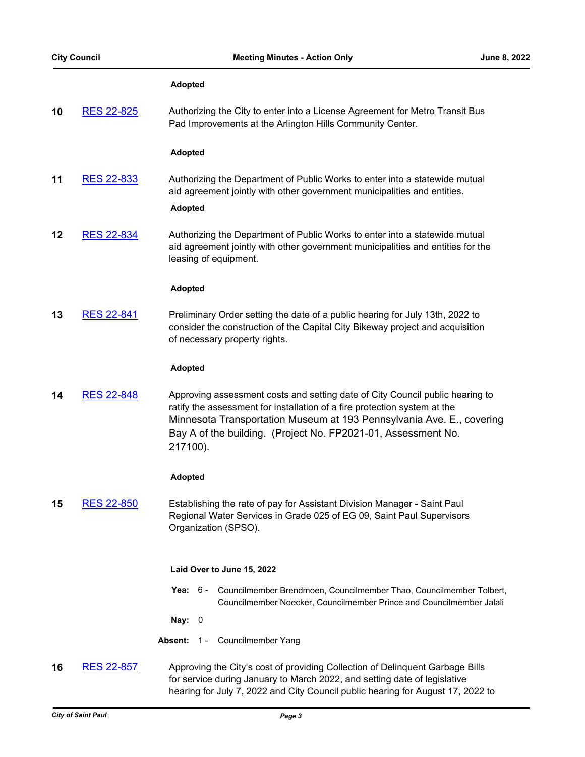**Adopted**

**10** [RES 22-825] Authorizing the City to enter into a License Agreement for Metro Transit Bus Pad Improvements at the Arlington Hills Community Center.

**Adopted**

**11** [RES 22-833] Authorizing the Department of Public Works to enter into a statewide mutual aid agreement jointly with other government municipalities and entities.

**Adopted**

**12** [RES 22-834] Authorizing the Department of Public Works to enter into a statewide mutual aid agreement jointly with other government municipalities and entities for the leasing of equipment.

**Adopted**

**13** [RES 22-841] Preliminary Order setting the date of a public hearing for July 13th, 2022 to consider the construction of the Capital City Bikeway project and acquisition of necessary property rights.

**Adopted**

**14** [RES 22-848] Approving assessment costs and setting date of City Council public hearing to ratify the assessment for installation of a fire protection system at the Minnesota Transportation Museum at 193 Pennsylvania Ave. E., covering Bay A of the building. (Project No. FP2021-01, Assessment No. 217100).

**Adopted**

**15** [RES 22-850] Establishing the rate of pay for Assistant Division Manager - Saint Paul Regional Water Services in Grade 025 of EG 09, Saint Paul Supervisors Organization (SPSO).

**Laid Over to June 15, 2022**

**Yea:** 6 - Councilmember Brendmoen, Councilmember Thao, Councilmember Tolbert, Councilmember Noecker, Councilmember Prince and Councilmember Jalali

**Nay:** 0

**Absent:** 1 - Councilmember Yang

**16** [RES 22-857] Approving the City's cost of providing Collection of Delinquent Garbage Bills for service during January to March 2022, and setting date of legislative hearing for July 7, 2022 and City Council public hearing for August 17, 2022 to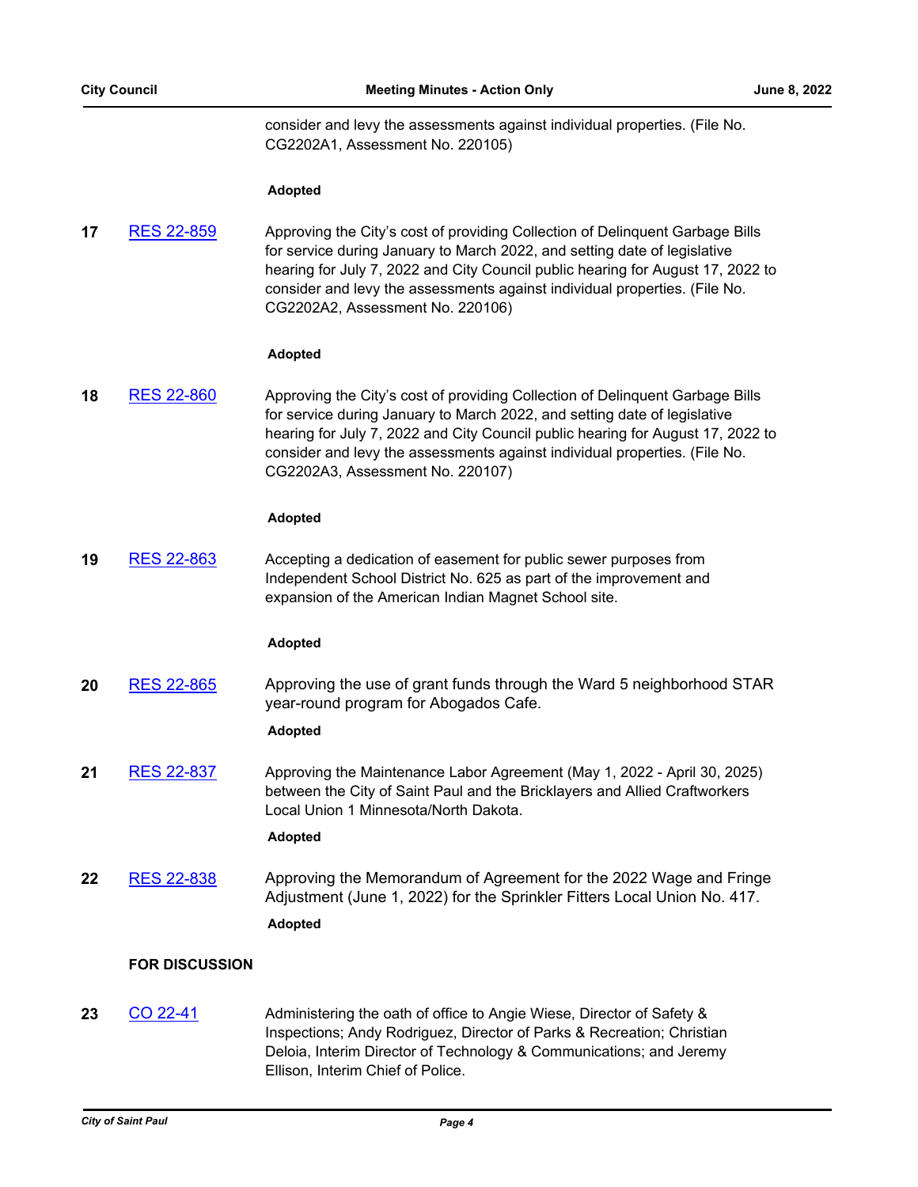consider and levy the assessments against individual properties. (File No. CG2202A1, Assessment No. 220105)

**Adopted**

**17** RES 22-859

Approving the City's cost of providing Collection of Delinquent Garbage Bills for service during January to March 2022, and setting date of legislative hearing for July 7, 2022 and City Council public hearing for August 17, 2022 to consider and levy the assessments against individual properties. (File No. CG2202A2, Assessment No. 220106)

**Adopted**

**18** RES 22-860

Approving the City's cost of providing Collection of Delinquent Garbage Bills for service during January to March 2022, and setting date of legislative hearing for July 7, 2022 and City Council public hearing for August 17, 2022 to consider and levy the assessments against individual properties. (File No. CG2202A3, Assessment No. 220107)

**Adopted**

**19** RES 22-863

Accepting a dedication of easement for public sewer purposes from Independent School District No. 625 as part of the improvement and expansion of the American Indian Magnet School site.

**Adopted**

**20** RES 22-865

Approving the use of grant funds through the Ward 5 neighborhood STAR year-round program for Abogados Cafe.

**Adopted**

**21** RES 22-837

Approving the Maintenance Labor Agreement (May 1, 2022 - April 30, 2025) between the City of Saint Paul and the Bricklayers and Allied Craftworkers Local Union 1 Minnesota/North Dakota.

**Adopted**

**22** RES 22-838

Approving the Memorandum of Agreement for the 2022 Wage and Fringe Adjustment (June 1, 2022) for the Sprinkler Fitters Local Union No. 417.

**Adopted**

**FOR DISCUSSION**

**23** CO 22-41

Administering the oath of office to Angie Wiese, Director of Safety & Inspections; Andy Rodriguez, Director of Parks & Recreation; Christian Deloia, Interim Director of Technology & Communications; and Jeremy Ellison, Interim Chief of Police.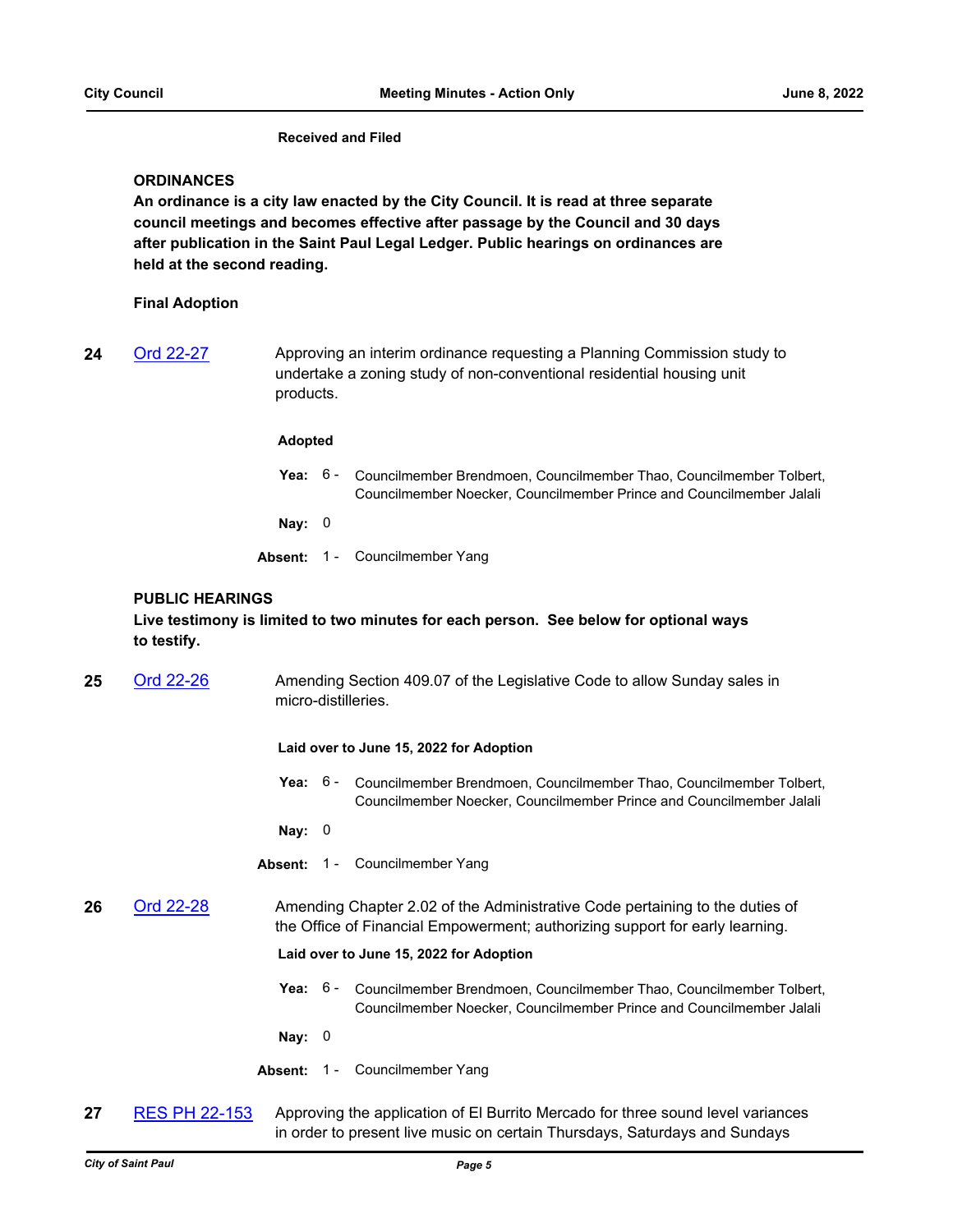**Received and Filed**

## ORDINANCES

**An ordinance is a city law enacted by the City Council. It is read at three separate council meetings and becomes effective after passage by the Council and 30 days after publication in the Saint Paul Legal Ledger. Public hearings on ordinances are held at the second reading.**

### Final Adoption

**24** Ord 22-27

Approving an interim ordinance requesting a Planning Commission study to undertake a zoning study of non-conventional residential housing unit products.

**Adopted**

**Yea:** 6 - Councilmember Brendmoen, Councilmember Thao, Councilmember Tolbert, Councilmember Noecker, Councilmember Prince and Councilmember Jalali

**Nay:** 0

**Absent:** 1 - Councilmember Yang

## PUBLIC HEARINGS

**Live testimony is limited to two minutes for each person. See below for optional ways to testify.**

**25** Ord 22-26

Amending Section 409.07 of the Legislative Code to allow Sunday sales in micro-distilleries.

**Laid over to June 15, 2022 for Adoption**

**Yea:** 6 - Councilmember Brendmoen, Councilmember Thao, Councilmember Tolbert, Councilmember Noecker, Councilmember Prince and Councilmember Jalali

**Nay:** 0

**Absent:** 1 - Councilmember Yang

**26** Ord 22-28

Amending Chapter 2.02 of the Administrative Code pertaining to the duties of the Office of Financial Empowerment; authorizing support for early learning.

**Laid over to June 15, 2022 for Adoption**

**Yea:** 6 - Councilmember Brendmoen, Councilmember Thao, Councilmember Tolbert, Councilmember Noecker, Councilmember Prince and Councilmember Jalali

**Nay:** 0

**Absent:** 1 - Councilmember Yang

**27** RES PH 22-153

Approving the application of El Burrito Mercado for three sound level variances in order to present live music on certain Thursdays, Saturdays and Sundays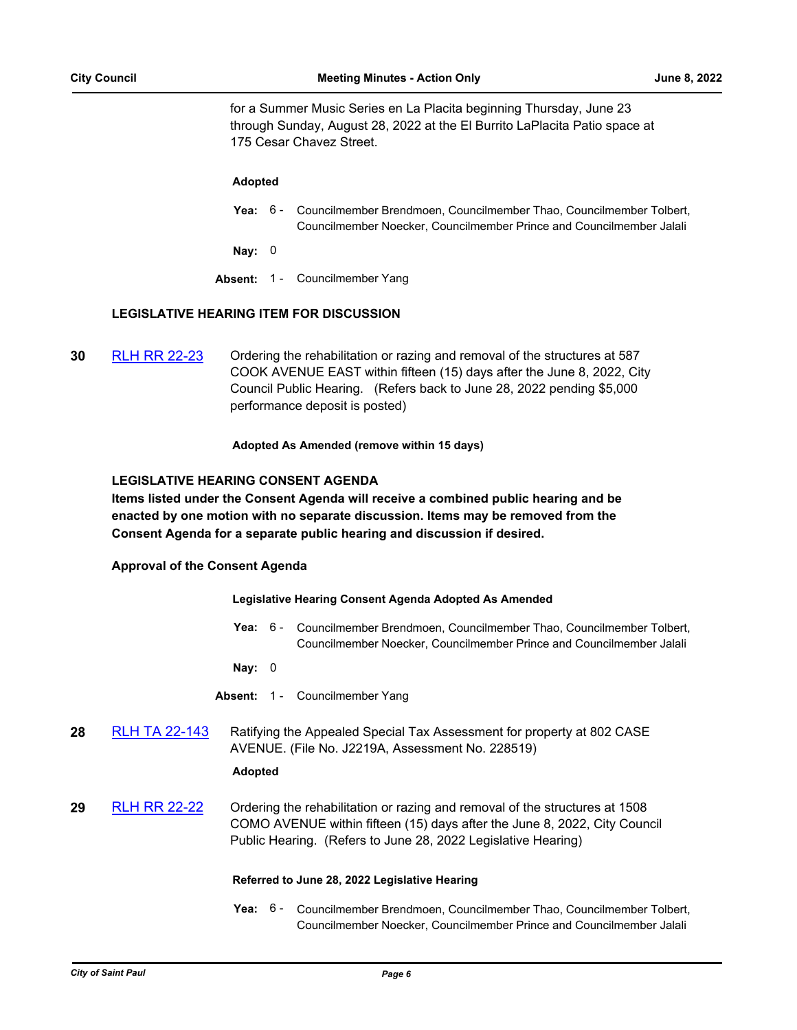for a Summer Music Series en La Placita beginning Thursday, June 23 through Sunday, August 28, 2022 at the El Burrito LaPlacita Patio space at 175 Cesar Chavez Street.

**Adopted**

**Yea:** 6 - Councilmember Brendmoen, Councilmember Thao, Councilmember Tolbert, Councilmember Noecker, Councilmember Prince and Councilmember Jalali

**Nay:** 0

**Absent:** 1 - Councilmember Yang

## LEGISLATIVE HEARING ITEM FOR DISCUSSION

**30** [RLH RR 22-23] Ordering the rehabilitation or razing and removal of the structures at 587 COOK AVENUE EAST within fifteen (15) days after the June 8, 2022, City Council Public Hearing. (Refers back to June 28, 2022 pending $5,000 performance deposit is posted)

**Adopted As Amended (remove within 15 days)**

## LEGISLATIVE HEARING CONSENT AGENDA

**Items listed under the Consent Agenda will receive a combined public hearing and be enacted by one motion with no separate discussion. Items may be removed from the Consent Agenda for a separate public hearing and discussion if desired.**

**Approval of the Consent Agenda**

**Legislative Hearing Consent Agenda Adopted As Amended**

**Yea:** 6 - Councilmember Brendmoen, Councilmember Thao, Councilmember Tolbert, Councilmember Noecker, Councilmember Prince and Councilmember Jalali

**Nay:** 0

**Absent:** 1 - Councilmember Yang

**28** [RLH TA 22-143] Ratifying the Appealed Special Tax Assessment for property at 802 CASE AVENUE. (File No. J2219A, Assessment No. 228519)

**Adopted**

**29** [RLH RR 22-22] Ordering the rehabilitation or razing and removal of the structures at 1508 COMO AVENUE within fifteen (15) days after the June 8, 2022, City Council Public Hearing. (Refers to June 28, 2022 Legislative Hearing)

**Referred to June 28, 2022 Legislative Hearing**

**Yea:** 6 - Councilmember Brendmoen, Councilmember Thao, Councilmember Tolbert, Councilmember Noecker, Councilmember Prince and Councilmember Jalali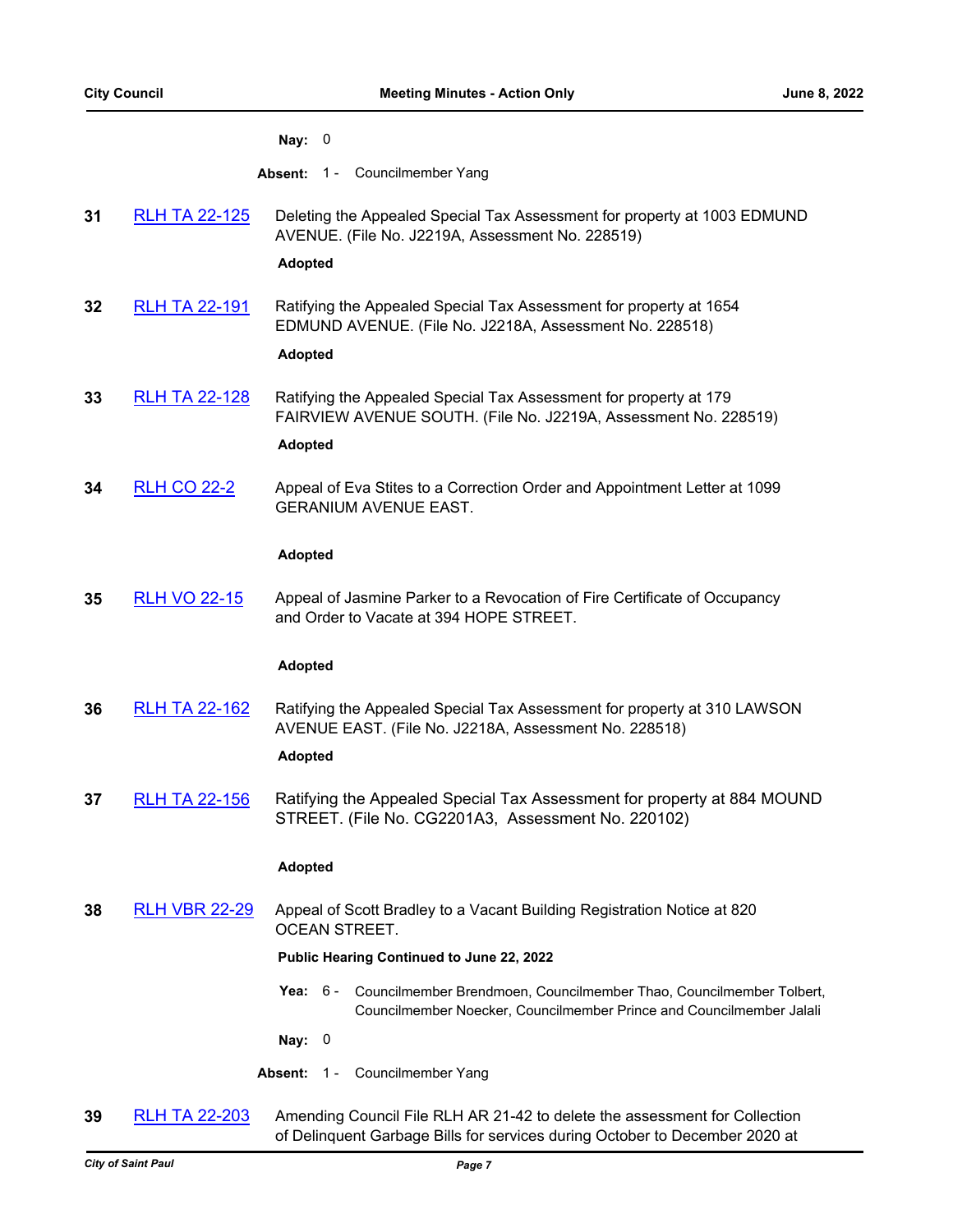**Nay:** 0

**Absent:** 1 - Councilmember Yang

**31** [RLH TA 22-125] Deleting the Appealed Special Tax Assessment for property at 1003 EDMUND AVENUE. (File No. J2219A, Assessment No. 228519)

**Adopted**

**32** [RLH TA 22-191] Ratifying the Appealed Special Tax Assessment for property at 1654 EDMUND AVENUE. (File No. J2218A, Assessment No. 228518)

**Adopted**

**33** [RLH TA 22-128] Ratifying the Appealed Special Tax Assessment for property at 179 FAIRVIEW AVENUE SOUTH. (File No. J2219A, Assessment No. 228519)

**Adopted**

**34** [RLH CO 22-2] Appeal of Eva Stites to a Correction Order and Appointment Letter at 1099 GERANIUM AVENUE EAST.

**Adopted**

**35** [RLH VO 22-15] Appeal of Jasmine Parker to a Revocation of Fire Certificate of Occupancy and Order to Vacate at 394 HOPE STREET.

**Adopted**

**36** [RLH TA 22-162] Ratifying the Appealed Special Tax Assessment for property at 310 LAWSON AVENUE EAST. (File No. J2218A, Assessment No. 228518)

**Adopted**

**37** [RLH TA 22-156] Ratifying the Appealed Special Tax Assessment for property at 884 MOUND STREET. (File No. CG2201A3, Assessment No. 220102)

**Adopted**

**38** [RLH VBR 22-29] Appeal of Scott Bradley to a Vacant Building Registration Notice at 820 OCEAN STREET.

**Public Hearing Continued to June 22, 2022**

**Yea:** 6 - Councilmember Brendmoen, Councilmember Thao, Councilmember Tolbert, Councilmember Noecker, Councilmember Prince and Councilmember Jalali

**Nay:** 0

**Absent:** 1 - Councilmember Yang

**39** [RLH TA 22-203] Amending Council File RLH AR 21-42 to delete the assessment for Collection of Delinquent Garbage Bills for services during October to December 2020 at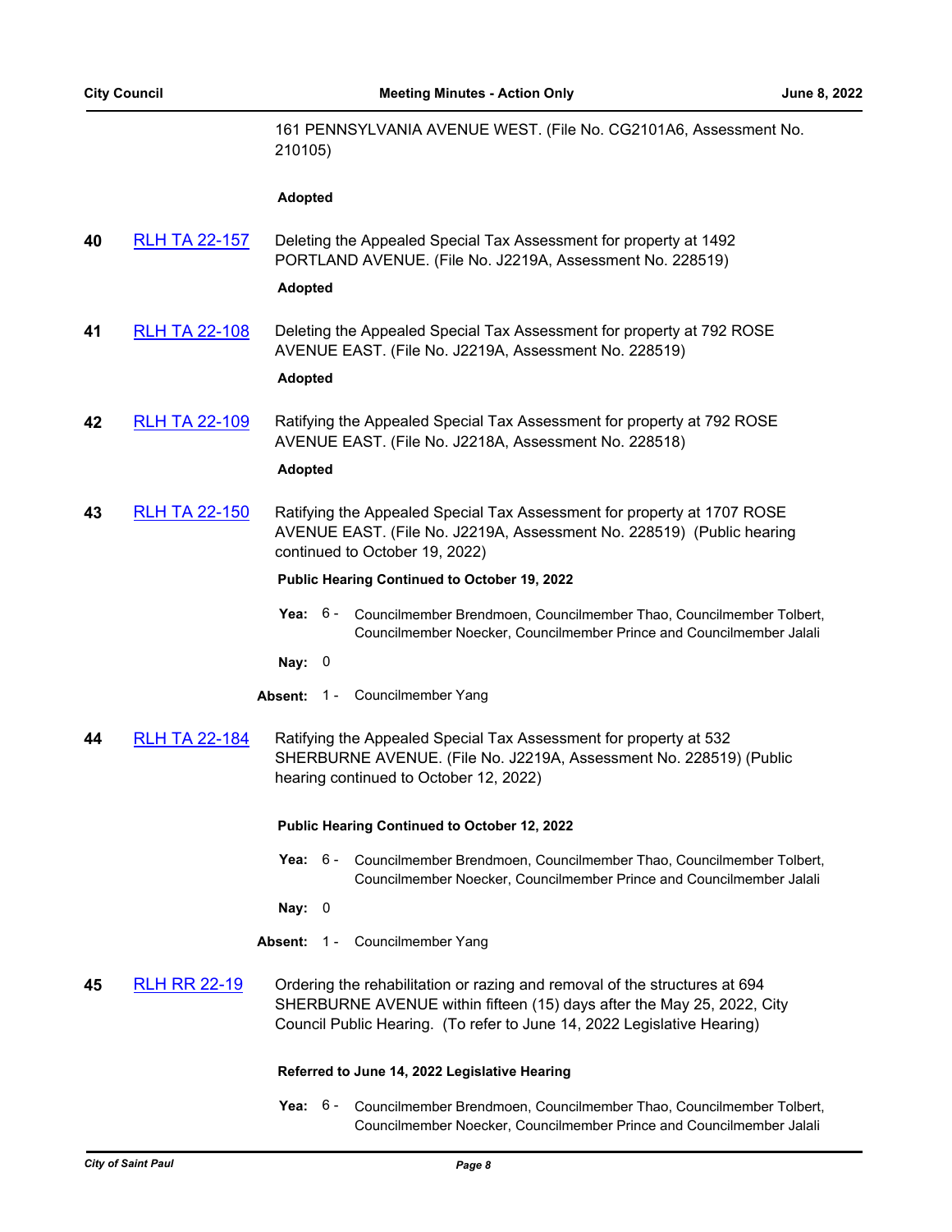161 PENNSYLVANIA AVENUE WEST. (File No. CG2101A6, Assessment No. 210105)

**Adopted**

**40** [RLH TA 22-157] Deleting the Appealed Special Tax Assessment for property at 1492 PORTLAND AVENUE. (File No. J2219A, Assessment No. 228519)

**Adopted**

**41** [RLH TA 22-108] Deleting the Appealed Special Tax Assessment for property at 792 ROSE AVENUE EAST. (File No. J2219A, Assessment No. 228519)

**Adopted**

**42** [RLH TA 22-109] Ratifying the Appealed Special Tax Assessment for property at 792 ROSE AVENUE EAST. (File No. J2218A, Assessment No. 228518)

**Adopted**

**43** [RLH TA 22-150] Ratifying the Appealed Special Tax Assessment for property at 1707 ROSE AVENUE EAST. (File No. J2219A, Assessment No. 228519) (Public hearing continued to October 19, 2022)

**Public Hearing Continued to October 19, 2022**

**Yea:** 6 - Councilmember Brendmoen, Councilmember Thao, Councilmember Tolbert, Councilmember Noecker, Councilmember Prince and Councilmember Jalali

**Nay:** 0

**Absent:** 1 - Councilmember Yang

**44** [RLH TA 22-184] Ratifying the Appealed Special Tax Assessment for property at 532 SHERBURNE AVENUE. (File No. J2219A, Assessment No. 228519) (Public hearing continued to October 12, 2022)

**Public Hearing Continued to October 12, 2022**

**Yea:** 6 - Councilmember Brendmoen, Councilmember Thao, Councilmember Tolbert, Councilmember Noecker, Councilmember Prince and Councilmember Jalali

**Nay:** 0

**Absent:** 1 - Councilmember Yang

**45** [RLH RR 22-19] Ordering the rehabilitation or razing and removal of the structures at 694 SHERBURNE AVENUE within fifteen (15) days after the May 25, 2022, City Council Public Hearing. (To refer to June 14, 2022 Legislative Hearing)

**Referred to June 14, 2022 Legislative Hearing**

**Yea:** 6 - Councilmember Brendmoen, Councilmember Thao, Councilmember Tolbert, Councilmember Noecker, Councilmember Prince and Councilmember Jalali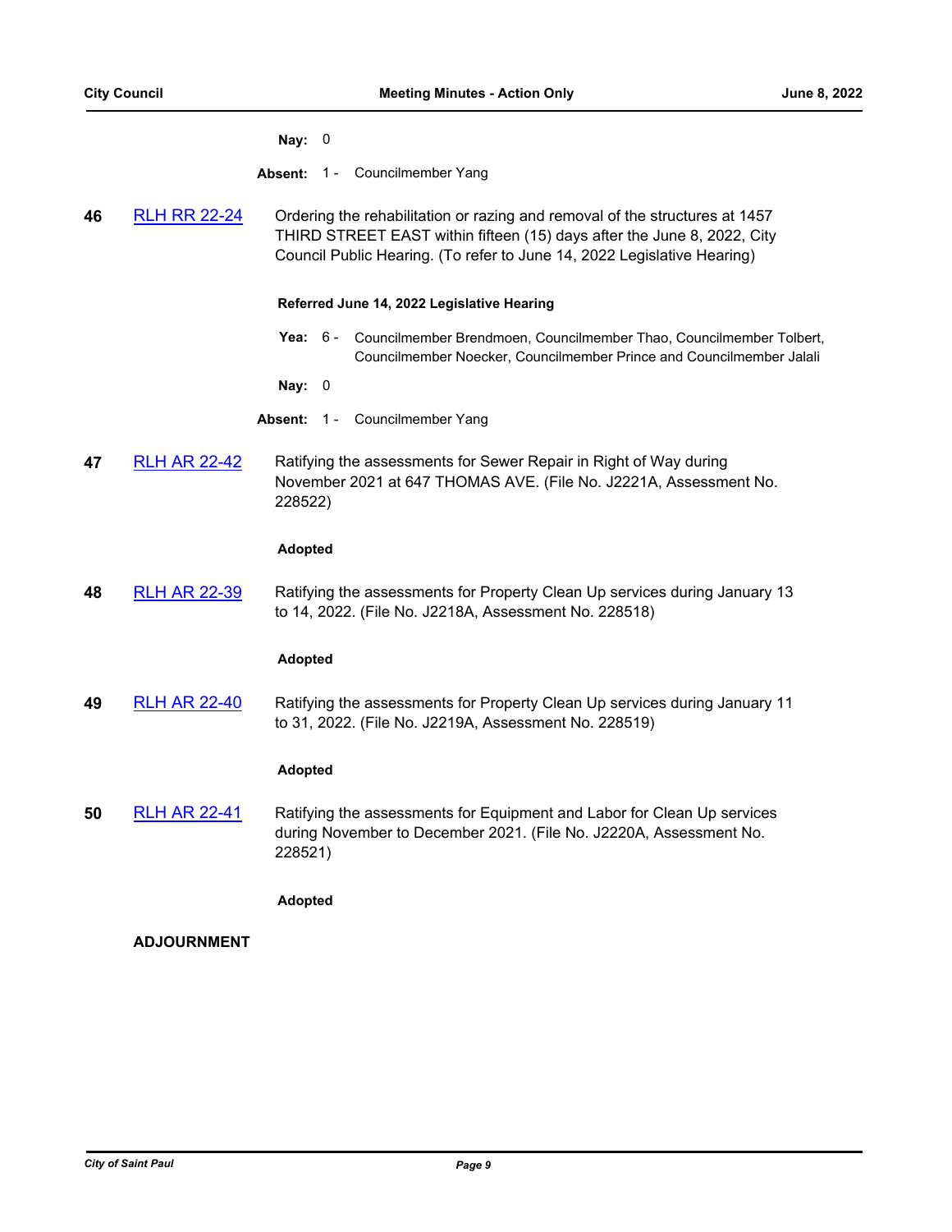**Nay:** 0

**Absent:** 1 - Councilmember Yang

**46** [RLH RR 22-24] Ordering the rehabilitation or razing and removal of the structures at 1457 THIRD STREET EAST within fifteen (15) days after the June 8, 2022, City Council Public Hearing. (To refer to June 14, 2022 Legislative Hearing)

**Referred June 14, 2022 Legislative Hearing**

**Yea:** 6 - Councilmember Brendmoen, Councilmember Thao, Councilmember Tolbert, Councilmember Noecker, Councilmember Prince and Councilmember Jalali

**Nay:** 0

**Absent:** 1 - Councilmember Yang

**47** [RLH AR 22-42] Ratifying the assessments for Sewer Repair in Right of Way during November 2021 at 647 THOMAS AVE. (File No. J2221A, Assessment No. 228522)

**Adopted**

**48** [RLH AR 22-39] Ratifying the assessments for Property Clean Up services during January 13 to 14, 2022. (File No. J2218A, Assessment No. 228518)

**Adopted**

**49** [RLH AR 22-40] Ratifying the assessments for Property Clean Up services during January 11 to 31, 2022. (File No. J2219A, Assessment No. 228519)

**Adopted**

**50** [RLH AR 22-41] Ratifying the assessments for Equipment and Labor for Clean Up services during November to December 2021. (File No. J2220A, Assessment No. 228521)

**Adopted**

**ADJOURNMENT**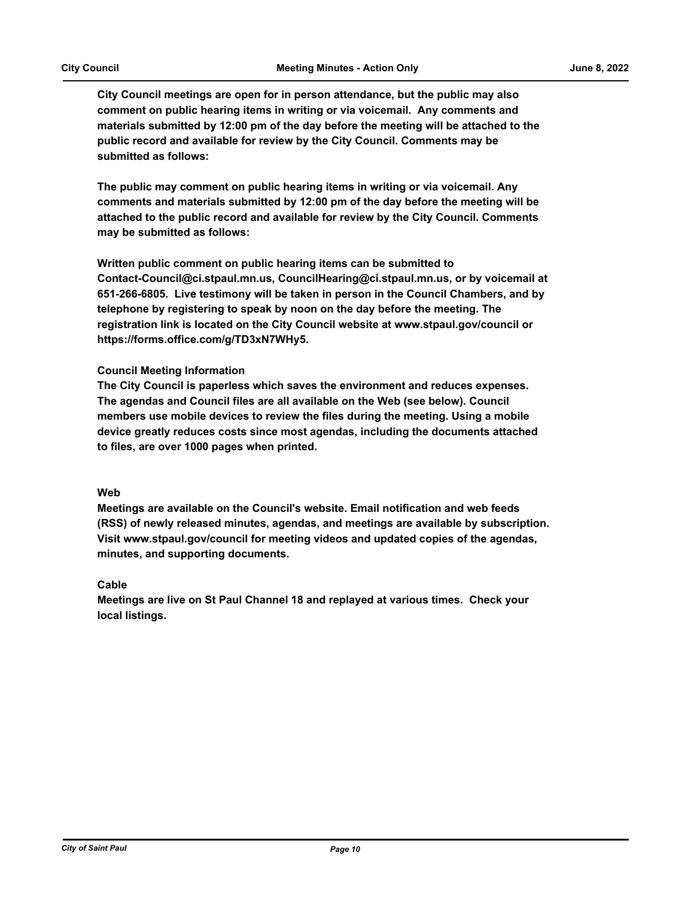**City Council meetings are open for in person attendance, but the public may also comment on public hearing items in writing or via voicemail. Any comments and materials submitted by 12:00 pm of the day before the meeting will be attached to the public record and available for review by the City Council. Comments may be submitted as follows:**

**The public may comment on public hearing items in writing or via voicemail. Any comments and materials submitted by 12:00 pm of the day before the meeting will be attached to the public record and available for review by the City Council. Comments may be submitted as follows:**

**Written public comment on public hearing items can be submitted to Contact-Council@ci.stpaul.mn.us, CouncilHearing@ci.stpaul.mn.us, or by voicemail at 651-266-6805. Live testimony will be taken in person in the Council Chambers, and by telephone by registering to speak by noon on the day before the meeting. The registration link is located on the City Council website at www.stpaul.gov/council or https://forms.office.com/g/TD3xN7WHy5.**

**Council Meeting Information**

**The City Council is paperless which saves the environment and reduces expenses. The agendas and Council files are all available on the Web (see below). Council members use mobile devices to review the files during the meeting. Using a mobile device greatly reduces costs since most agendas, including the documents attached to files, are over 1000 pages when printed.**

**Web**

**Meetings are available on the Council's website. Email notification and web feeds (RSS) of newly released minutes, agendas, and meetings are available by subscription. Visit www.stpaul.gov/council for meeting videos and updated copies of the agendas, minutes, and supporting documents.**

**Cable**

**Meetings are live on St Paul Channel 18 and replayed at various times. Check your local listings.**